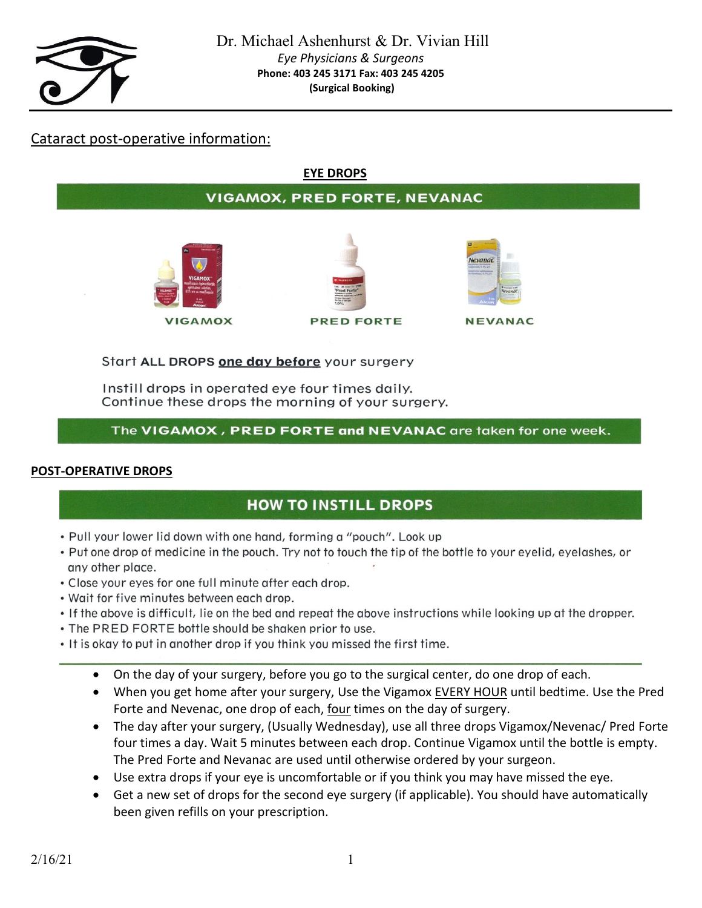Dr. Michael Ashenhurst & Dr. Vivian Hill

*Eye Physicians & Surgeons*

**Phone: 403 245 3171 Fax: 403 245 4205**

**(Surgical Booking)**

## Cataract post-operative information:

### EYE DROPS

**VIGAMOX, PRED FORTE, NEVANAC**

VIGAMOX

PRED FORTE

NEVANAC

Start **ALL DROPS** **one day before** your surgery

Instill drops in operated eye four times daily.
Continue these drops the morning of your surgery.

The **VIGAMOX , PRED FORTE and NEVANAC** are taken for one week.

### POST-OPERATIVE DROPS

**HOW TO INSTILL DROPS**

- Pull your lower lid down with one hand, forming a "pouch". Look up
- Put one drop of medicine in the pouch. Try not to touch the tip of the bottle to your eyelid, eyelashes, or any other place.
- Close your eyes for one full minute after each drop.
- Wait for five minutes between each drop.
- If the above is difficult, lie on the bed and repeat the above instructions while looking up at the dropper.
- The PRED FORTE bottle should be shaken prior to use.
- It is okay to put in another drop if you think you missed the first time.

- On the day of your surgery, before you go to the surgical center, do one drop of each.
- When you get home after your surgery, Use the Vigamox EVERY HOUR until bedtime. Use the Pred Forte and Nevenac, one drop of each, four times on the day of surgery.
- The day after your surgery, (Usually Wednesday), use all three drops Vigamox/Nevenac/ Pred Forte four times a day. Wait 5 minutes between each drop. Continue Vigamox until the bottle is empty. The Pred Forte and Nevanac are used until otherwise ordered by your surgeon.
- Use extra drops if your eye is uncomfortable or if you think you may have missed the eye.
- Get a new set of drops for the second eye surgery (if applicable). You should have automatically been given refills on your prescription.

2/16/21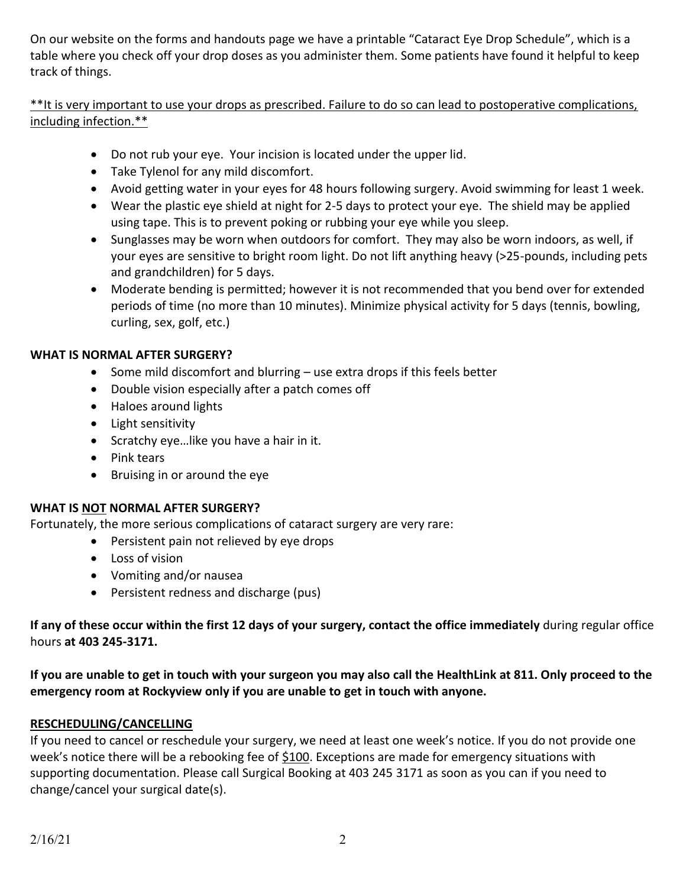On our website on the forms and handouts page we have a printable "Cataract Eye Drop Schedule", which is a table where you check off your drop doses as you administer them. Some patients have found it helpful to keep track of things.

<u>**It is very important to use your drops as prescribed. Failure to do so can lead to postoperative complications, including infection.**</u>

- Do not rub your eye. Your incision is located under the upper lid.
- Take Tylenol for any mild discomfort.
- Avoid getting water in your eyes for 48 hours following surgery. Avoid swimming for least 1 week.
- Wear the plastic eye shield at night for 2-5 days to protect your eye. The shield may be applied using tape. This is to prevent poking or rubbing your eye while you sleep.
- Sunglasses may be worn when outdoors for comfort. They may also be worn indoors, as well, if your eyes are sensitive to bright room light. Do not lift anything heavy (>25-pounds, including pets and grandchildren) for 5 days.
- Moderate bending is permitted; however it is not recommended that you bend over for extended periods of time (no more than 10 minutes). Minimize physical activity for 5 days (tennis, bowling, curling, sex, golf, etc.)

**WHAT IS NORMAL AFTER SURGERY?**

- Some mild discomfort and blurring – use extra drops if this feels better
- Double vision especially after a patch comes off
- Haloes around lights
- Light sensitivity
- Scratchy eye…like you have a hair in it.
- Pink tears
- Bruising in or around the eye

**WHAT IS <u>NOT</u> NORMAL AFTER SURGERY?**

Fortunately, the more serious complications of cataract surgery are very rare:

- Persistent pain not relieved by eye drops
- Loss of vision
- Vomiting and/or nausea
- Persistent redness and discharge (pus)

**If any of these occur within the first 12 days of your surgery, contact the office immediately** during regular office hours **at 403 245-3171.**

**If you are unable to get in touch with your surgeon you may also call the HealthLink at 811. Only proceed to the emergency room at Rockyview only if you are unable to get in touch with anyone.**

**<u>RESCHEDULING/CANCELLING</u>**

If you need to cancel or reschedule your surgery, we need at least one week's notice. If you do not provide one week's notice there will be a rebooking fee of <u>$100</u>. Exceptions are made for emergency situations with supporting documentation. Please call Surgical Booking at 403 245 3171 as soon as you can if you need to change/cancel your surgical date(s).

2/16/21